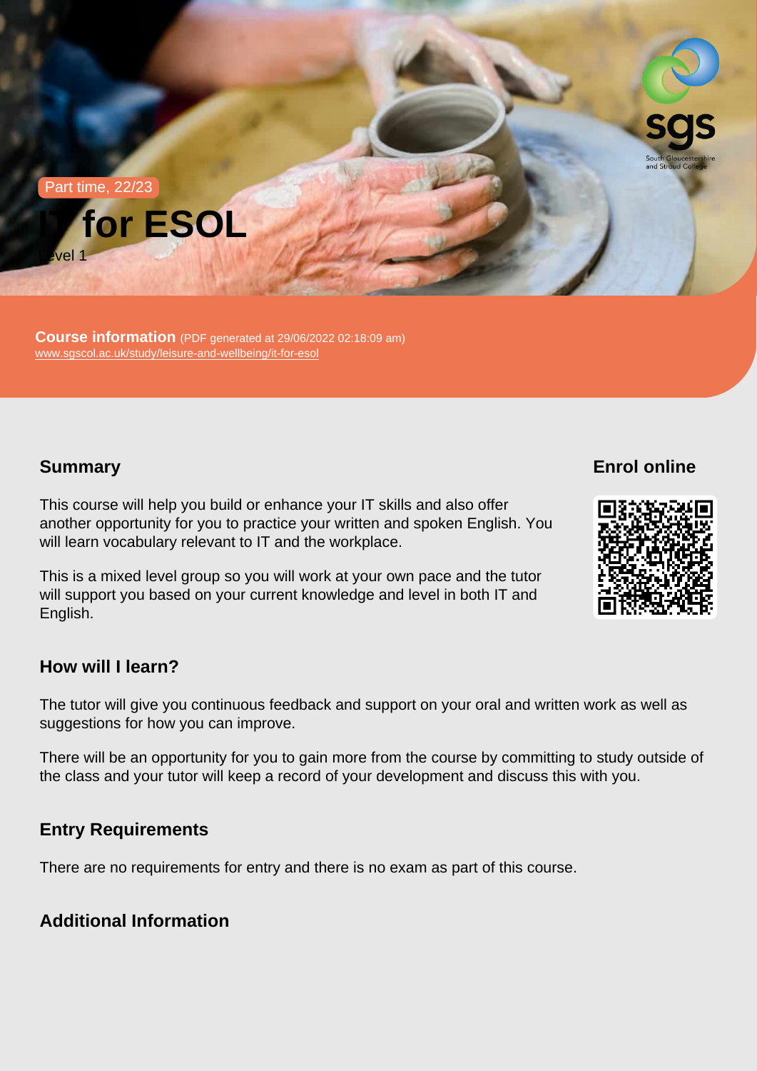Part time, 22/23

# IT for ESOL

Level 1

**Course information** (PDF generated at 29/06/2022 02:18:09 am)
www.sgscol.ac.uk/study/leisure-and-wellbeing/it-for-esol

## Summary

This course will help you build or enhance your IT skills and also offer another opportunity for you to practice your written and spoken English. You will learn vocabulary relevant to IT and the workplace.

This is a mixed level group so you will work at your own pace and the tutor will support you based on your current knowledge and level in both IT and English.

## Enrol online

## How will I learn?

The tutor will give you continuous feedback and support on your oral and written work as well as suggestions for how you can improve.

There will be an opportunity for you to gain more from the course by committing to study outside of the class and your tutor will keep a record of your development and discuss this with you.

## Entry Requirements

There are no requirements for entry and there is no exam as part of this course.

## Additional Information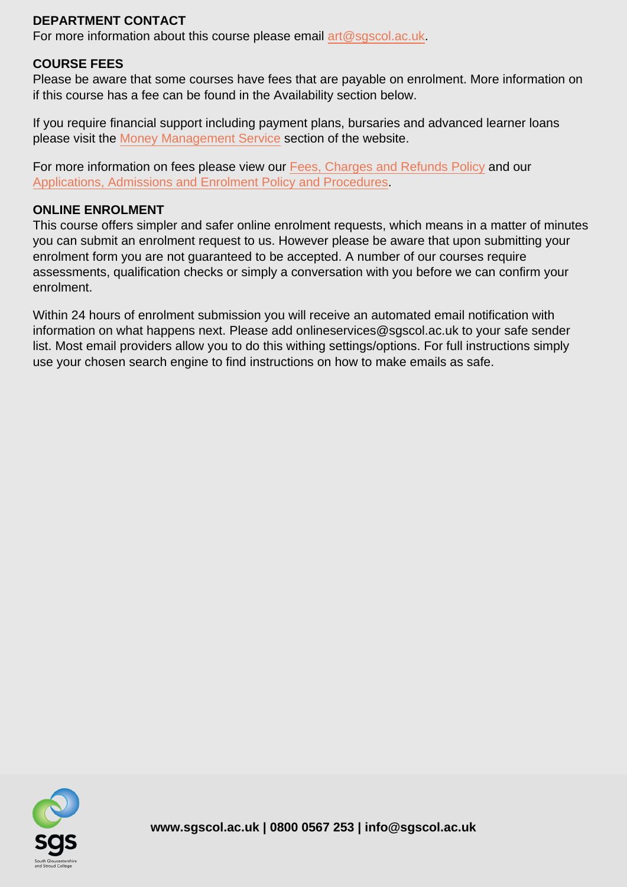## DEPARTMENT CONTACT

For more information about this course please email art@sgscol.ac.uk.

## COURSE FEES

Please be aware that some courses have fees that are payable on enrolment. More information on if this course has a fee can be found in the Availability section below.

If you require financial support including payment plans, bursaries and advanced learner loans please visit the Money Management Service section of the website.

For more information on fees please view our Fees, Charges and Refunds Policy and our Applications, Admissions and Enrolment Policy and Procedures.

## ONLINE ENROLMENT

This course offers simpler and safer online enrolment requests, which means in a matter of minutes you can submit an enrolment request to us. However please be aware that upon submitting your enrolment form you are not guaranteed to be accepted. A number of our courses require assessments, qualification checks or simply a conversation with you before we can confirm your enrolment.

Within 24 hours of enrolment submission you will receive an automated email notification with information on what happens next. Please add onlineservices@sgscol.ac.uk to your safe sender list. Most email providers allow you to do this withing settings/options. For full instructions simply use your chosen search engine to find instructions on how to make emails as safe.

sgs
South Gloucestershire and Stroud College

**www.sgscol.ac.uk | 0800 0567 253 | info@sgscol.ac.uk**